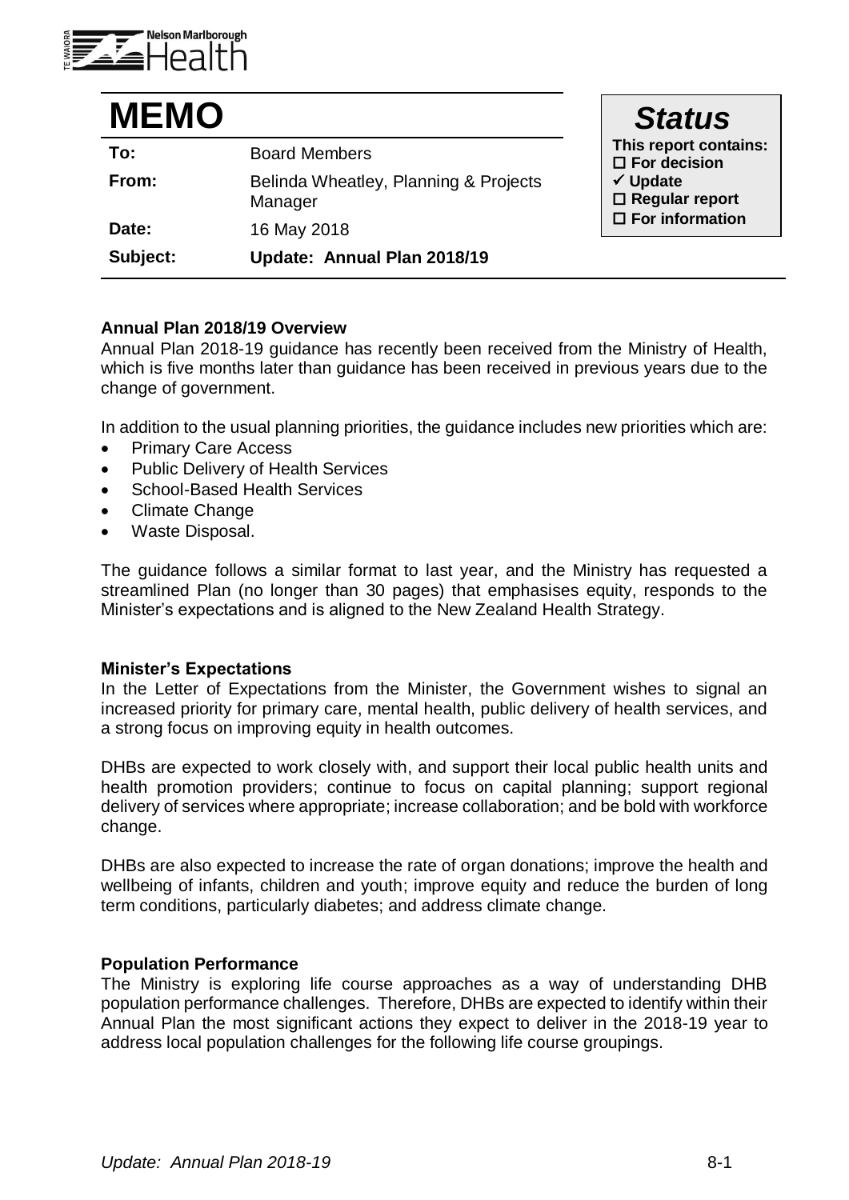# MEMO

| | |
|---|---|
| **To:** | Board Members |
| **From:** | Belinda Wheatley, Planning & Projects Manager |
| **Date:** | 16 May 2018 |
| **Subject:** | **Update: Annual Plan 2018/19** |

***Status***

**This report contains:**
- ☐ **For decision**
- ✓ **Update**
- ☐ **Regular report**
- ☐ **For information**

**Annual Plan 2018/19 Overview**

Annual Plan 2018-19 guidance has recently been received from the Ministry of Health, which is five months later than guidance has been received in previous years due to the change of government.

In addition to the usual planning priorities, the guidance includes new priorities which are:

- Primary Care Access
- Public Delivery of Health Services
- School-Based Health Services
- Climate Change
- Waste Disposal.

The guidance follows a similar format to last year, and the Ministry has requested a streamlined Plan (no longer than 30 pages) that emphasises equity, responds to the Minister's expectations and is aligned to the New Zealand Health Strategy.

**Minister's Expectations**

In the Letter of Expectations from the Minister, the Government wishes to signal an increased priority for primary care, mental health, public delivery of health services, and a strong focus on improving equity in health outcomes.

DHBs are expected to work closely with, and support their local public health units and health promotion providers; continue to focus on capital planning; support regional delivery of services where appropriate; increase collaboration; and be bold with workforce change.

DHBs are also expected to increase the rate of organ donations; improve the health and wellbeing of infants, children and youth; improve equity and reduce the burden of long term conditions, particularly diabetes; and address climate change.

**Population Performance**

The Ministry is exploring life course approaches as a way of understanding DHB population performance challenges. Therefore, DHBs are expected to identify within their Annual Plan the most significant actions they expect to deliver in the 2018-19 year to address local population challenges for the following life course groupings.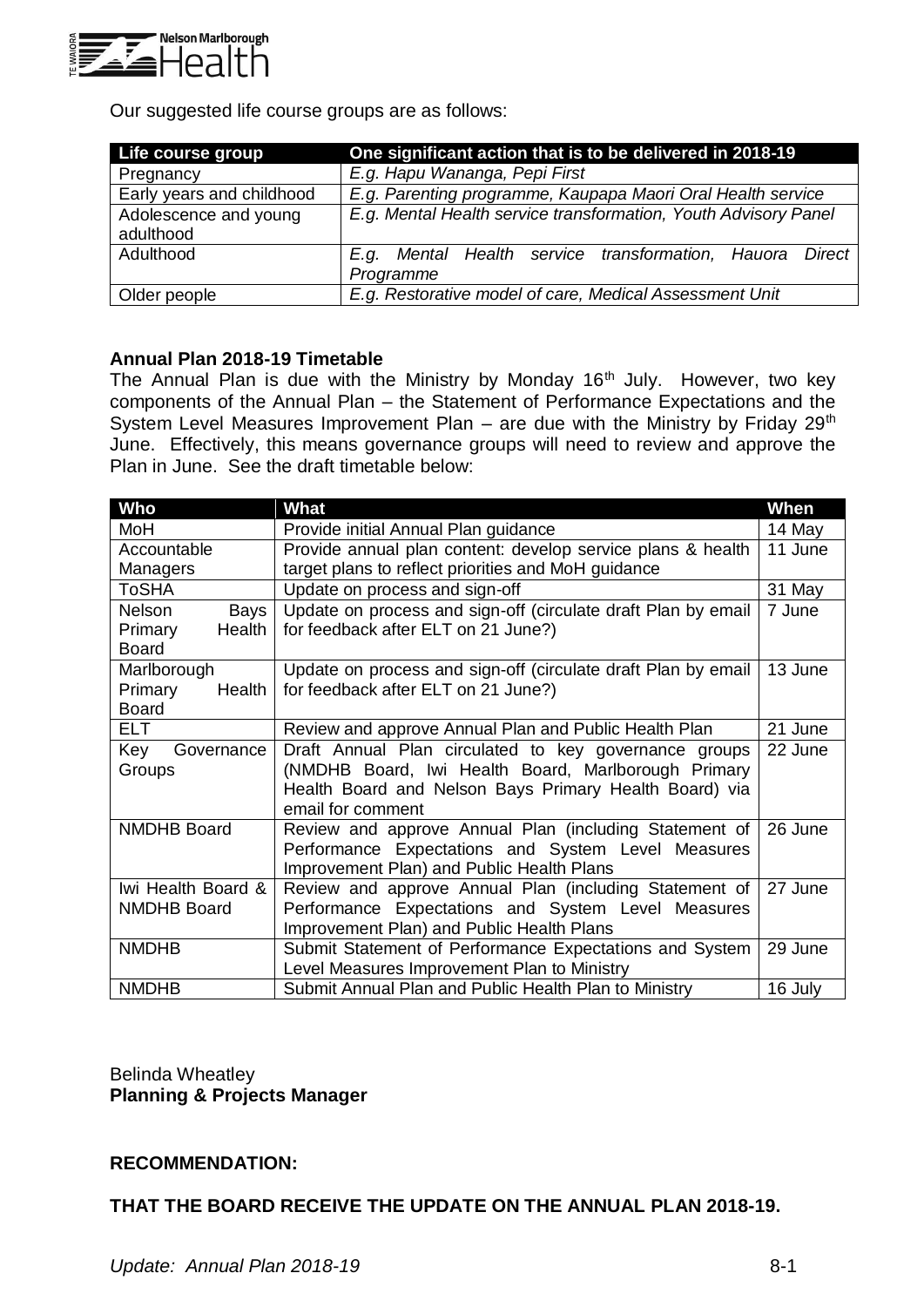Our suggested life course groups are as follows:

| Life course group | One significant action that is to be delivered in 2018-19 |
|---|---|
| Pregnancy | *E.g. Hapu Wananga, Pepi First* |
| Early years and childhood | *E.g. Parenting programme, Kaupapa Maori Oral Health service* |
| Adolescence and young adulthood | *E.g. Mental Health service transformation, Youth Advisory Panel* |
| Adulthood | *E.g. Mental Health service transformation, Hauora Direct Programme* |
| Older people | *E.g. Restorative model of care, Medical Assessment Unit* |

**Annual Plan 2018-19 Timetable**

The Annual Plan is due with the Ministry by Monday 16th July. However, two key components of the Annual Plan – the Statement of Performance Expectations and the System Level Measures Improvement Plan – are due with the Ministry by Friday 29th June. Effectively, this means governance groups will need to review and approve the Plan in June. See the draft timetable below:

| Who | What | When |
|---|---|---|
| MoH | Provide initial Annual Plan guidance | 14 May |
| Accountable Managers | Provide annual plan content: develop service plans & health target plans to reflect priorities and MoH guidance | 11 June |
| ToSHA | Update on process and sign-off | 31 May |
| Nelson Bays Primary Health Board | Update on process and sign-off (circulate draft Plan by email for feedback after ELT on 21 June?) | 7 June |
| Marlborough Primary Health Board | Update on process and sign-off (circulate draft Plan by email for feedback after ELT on 21 June?) | 13 June |
| ELT | Review and approve Annual Plan and Public Health Plan | 21 June |
| Key Governance Groups | Draft Annual Plan circulated to key governance groups (NMDHB Board, Iwi Health Board, Marlborough Primary Health Board and Nelson Bays Primary Health Board) via email for comment | 22 June |
| NMDHB Board | Review and approve Annual Plan (including Statement of Performance Expectations and System Level Measures Improvement Plan) and Public Health Plans | 26 June |
| Iwi Health Board & NMDHB Board | Review and approve Annual Plan (including Statement of Performance Expectations and System Level Measures Improvement Plan) and Public Health Plans | 27 June |
| NMDHB | Submit Statement of Performance Expectations and System Level Measures Improvement Plan to Ministry | 29 June |
| NMDHB | Submit Annual Plan and Public Health Plan to Ministry | 16 July |

Belinda Wheatley
**Planning & Projects Manager**

**RECOMMENDATION:**

**THAT THE BOARD RECEIVE THE UPDATE ON THE ANNUAL PLAN 2018-19.**